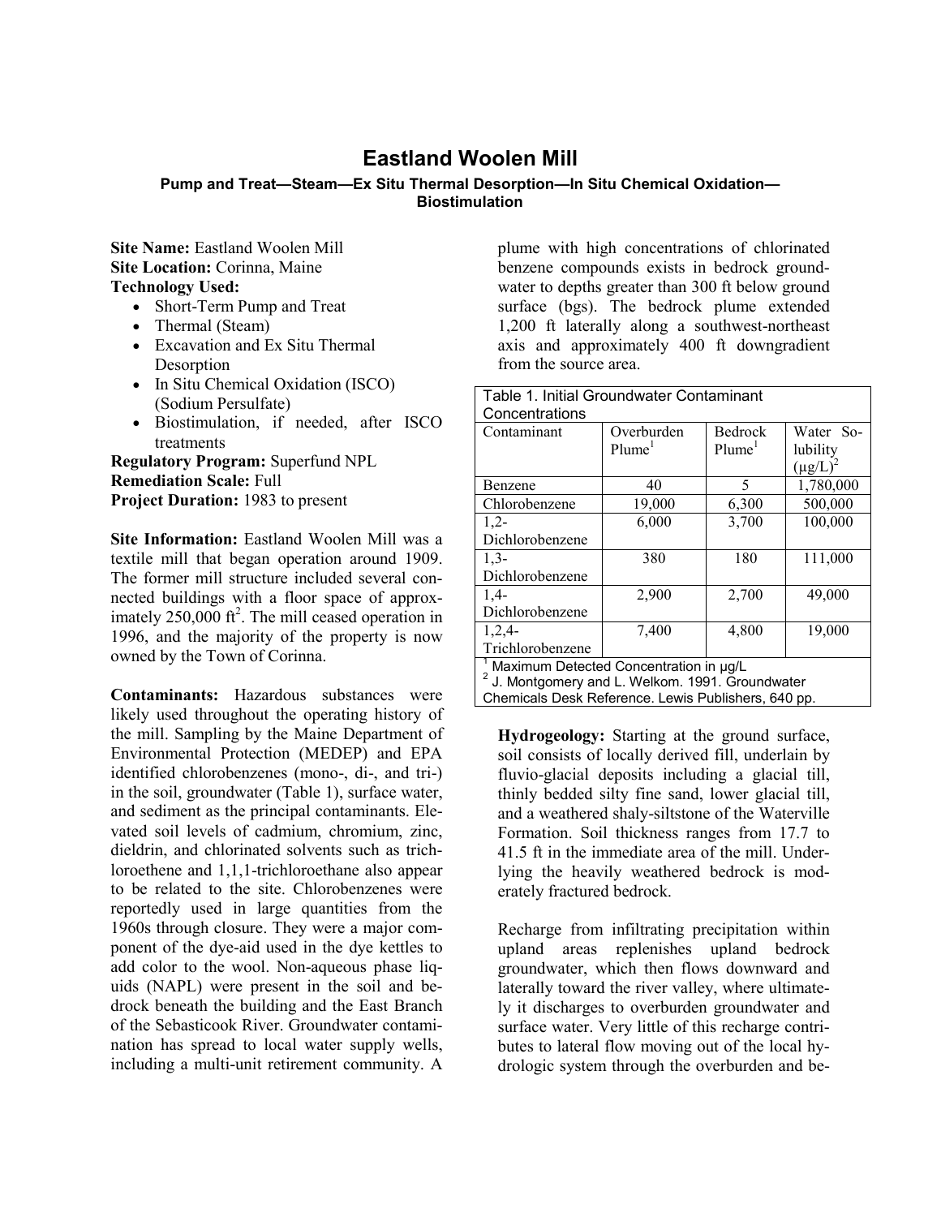# Eastland Woolen Mill

**Pump and Treat—Steam—Ex Situ Thermal Desorption—In Situ Chemical Oxidation—Biostimulation**

**Site Name:** Eastland Woolen Mill
**Site Location:** Corinna, Maine
**Technology Used:**

- Short-Term Pump and Treat
- Thermal (Steam)
- Excavation and Ex Situ Thermal Desorption
- In Situ Chemical Oxidation (ISCO) (Sodium Persulfate)
- Biostimulation, if needed, after ISCO treatments

**Regulatory Program:** Superfund NPL
**Remediation Scale:** Full
**Project Duration:** 1983 to present

**Site Information:** Eastland Woolen Mill was a textile mill that began operation around 1909. The former mill structure included several connected buildings with a floor space of approximately 250,000 $ft^2$. The mill ceased operation in 1996, and the majority of the property is now owned by the Town of Corinna.

**Contaminants:** Hazardous substances were likely used throughout the operating history of the mill. Sampling by the Maine Department of Environmental Protection (MEDEP) and EPA identified chlorobenzenes (mono-, di-, and tri-) in the soil, groundwater (Table 1), surface water, and sediment as the principal contaminants. Elevated soil levels of cadmium, chromium, zinc, dieldrin, and chlorinated solvents such as trichloroethene and 1,1,1-trichloroethane also appear to be related to the site. Chlorobenzenes were reportedly used in large quantities from the 1960s through closure. They were a major component of the dye-aid used in the dye kettles to add color to the wool. Non-aqueous phase liquids (NAPL) were present in the soil and bedrock beneath the building and the East Branch of the Sebasticook River. Groundwater contamination has spread to local water supply wells, including a multi-unit retirement community. A plume with high concentrations of chlorinated benzene compounds exists in bedrock groundwater to depths greater than 300 ft below ground surface (bgs). The bedrock plume extended 1,200 ft laterally along a southwest-northeast axis and approximately 400 ft downgradient from the source area.

Table 1. Initial Groundwater Contaminant Concentrations

| Contaminant | Overburden Plume[1] | Bedrock Plume[1] | Water Solubility (μg/L)[2] |
|---|---|---|---|
| Benzene | 40 | 5 | 1,780,000 |
| Chlorobenzene | 19,000 | 6,300 | 500,000 |
| 1,2-Dichlorobenzene | 6,000 | 3,700 | 100,000 |
| 1,3-Dichlorobenzene | 380 | 180 | 111,000 |
| 1,4-Dichlorobenzene | 2,900 | 2,700 | 49,000 |
| 1,2,4-Trichlorobenzene | 7,400 | 4,800 | 19,000 |

[1] Maximum Detected Concentration in μg/L
[2] J. Montgomery and L. Welkom. 1991. Groundwater Chemicals Desk Reference. Lewis Publishers, 640 pp.

**Hydrogeology:** Starting at the ground surface, soil consists of locally derived fill, underlain by fluvio-glacial deposits including a glacial till, thinly bedded silty fine sand, lower glacial till, and a weathered shaly-siltstone of the Waterville Formation. Soil thickness ranges from 17.7 to 41.5 ft in the immediate area of the mill. Underlying the heavily weathered bedrock is moderately fractured bedrock.

Recharge from infiltrating precipitation within upland areas replenishes upland bedrock groundwater, which then flows downward and laterally toward the river valley, where ultimately it discharges to overburden groundwater and surface water. Very little of this recharge contributes to lateral flow moving out of the local hydrologic system through the overburden and be-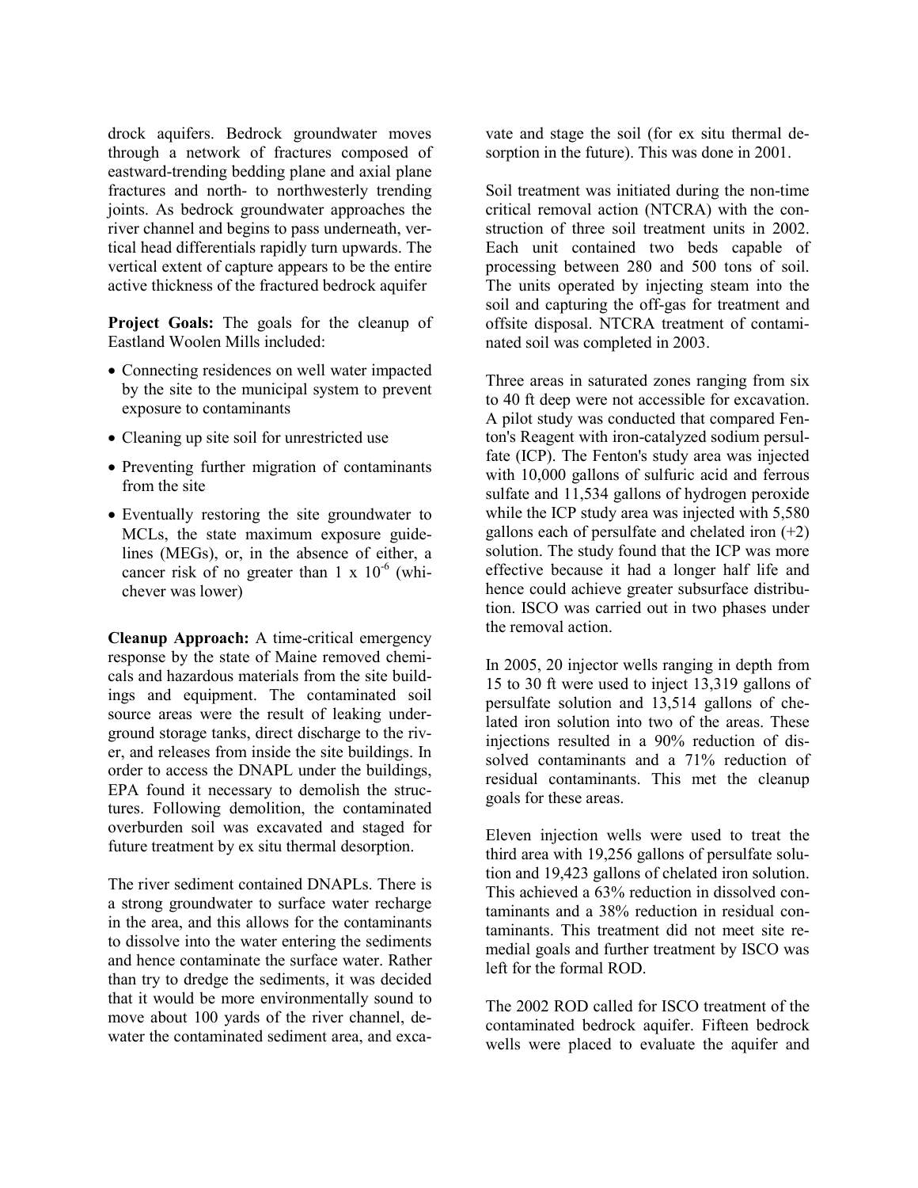drock aquifers. Bedrock groundwater moves through a network of fractures composed of eastward-trending bedding plane and axial plane fractures and north- to northwesterly trending joints. As bedrock groundwater approaches the river channel and begins to pass underneath, vertical head differentials rapidly turn upwards. The vertical extent of capture appears to be the entire active thickness of the fractured bedrock aquifer

**Project Goals:** The goals for the cleanup of Eastland Woolen Mills included:

- Connecting residences on well water impacted by the site to the municipal system to prevent exposure to contaminants
- Cleaning up site soil for unrestricted use
- Preventing further migration of contaminants from the site
- Eventually restoring the site groundwater to MCLs, the state maximum exposure guidelines (MEGs), or, in the absence of either, a cancer risk of no greater than $1 \times 10^{-6}$ (whichever was lower)

**Cleanup Approach:** A time-critical emergency response by the state of Maine removed chemicals and hazardous materials from the site buildings and equipment. The contaminated soil source areas were the result of leaking underground storage tanks, direct discharge to the river, and releases from inside the site buildings. In order to access the DNAPL under the buildings, EPA found it necessary to demolish the structures. Following demolition, the contaminated overburden soil was excavated and staged for future treatment by ex situ thermal desorption.

The river sediment contained DNAPLs. There is a strong groundwater to surface water recharge in the area, and this allows for the contaminants to dissolve into the water entering the sediments and hence contaminate the surface water. Rather than try to dredge the sediments, it was decided that it would be more environmentally sound to move about 100 yards of the river channel, dewater the contaminated sediment area, and excavate and stage the soil (for ex situ thermal desorption in the future). This was done in 2001.

Soil treatment was initiated during the non-time critical removal action (NTCRA) with the construction of three soil treatment units in 2002. Each unit contained two beds capable of processing between 280 and 500 tons of soil. The units operated by injecting steam into the soil and capturing the off-gas for treatment and offsite disposal. NTCRA treatment of contaminated soil was completed in 2003.

Three areas in saturated zones ranging from six to 40 ft deep were not accessible for excavation. A pilot study was conducted that compared Fenton's Reagent with iron-catalyzed sodium persulfate (ICP). The Fenton's study area was injected with 10,000 gallons of sulfuric acid and ferrous sulfate and 11,534 gallons of hydrogen peroxide while the ICP study area was injected with 5,580 gallons each of persulfate and chelated iron (+2) solution. The study found that the ICP was more effective because it had a longer half life and hence could achieve greater subsurface distribution. ISCO was carried out in two phases under the removal action.

In 2005, 20 injector wells ranging in depth from 15 to 30 ft were used to inject 13,319 gallons of persulfate solution and 13,514 gallons of chelated iron solution into two of the areas. These injections resulted in a 90% reduction of dissolved contaminants and a 71% reduction of residual contaminants. This met the cleanup goals for these areas.

Eleven injection wells were used to treat the third area with 19,256 gallons of persulfate solution and 19,423 gallons of chelated iron solution. This achieved a 63% reduction in dissolved contaminants and a 38% reduction in residual contaminants. This treatment did not meet site remedial goals and further treatment by ISCO was left for the formal ROD.

The 2002 ROD called for ISCO treatment of the contaminated bedrock aquifer. Fifteen bedrock wells were placed to evaluate the aquifer and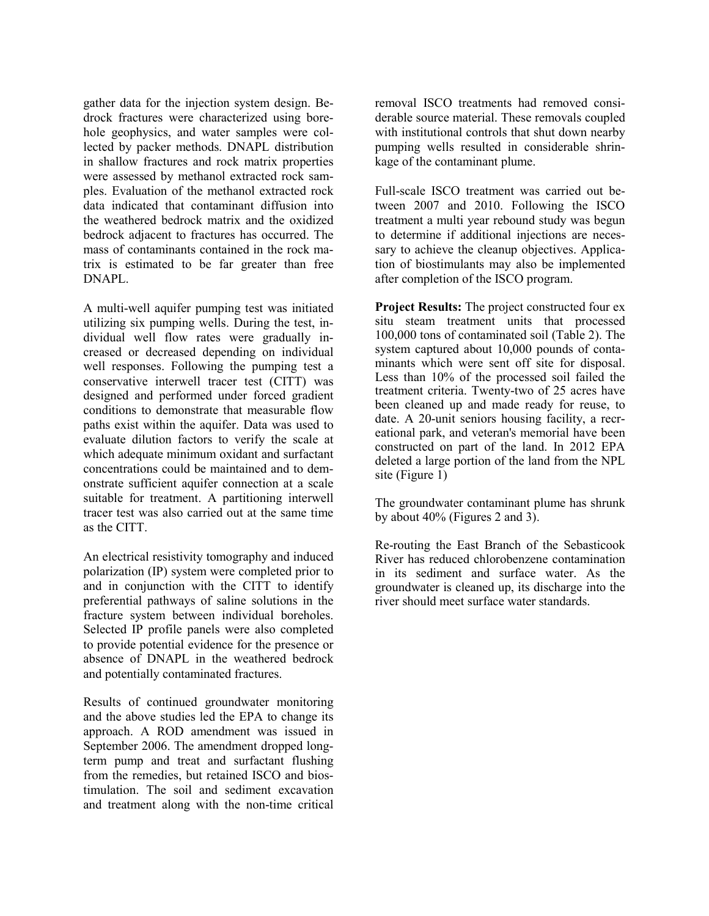gather data for the injection system design. Bedrock fractures were characterized using borehole geophysics, and water samples were collected by packer methods. DNAPL distribution in shallow fractures and rock matrix properties were assessed by methanol extracted rock samples. Evaluation of the methanol extracted rock data indicated that contaminant diffusion into the weathered bedrock matrix and the oxidized bedrock adjacent to fractures has occurred. The mass of contaminants contained in the rock matrix is estimated to be far greater than free DNAPL.

A multi-well aquifer pumping test was initiated utilizing six pumping wells. During the test, individual well flow rates were gradually increased or decreased depending on individual well responses. Following the pumping test a conservative interwell tracer test (CITT) was designed and performed under forced gradient conditions to demonstrate that measurable flow paths exist within the aquifer. Data was used to evaluate dilution factors to verify the scale at which adequate minimum oxidant and surfactant concentrations could be maintained and to demonstrate sufficient aquifer connection at a scale suitable for treatment. A partitioning interwell tracer test was also carried out at the same time as the CITT.

An electrical resistivity tomography and induced polarization (IP) system were completed prior to and in conjunction with the CITT to identify preferential pathways of saline solutions in the fracture system between individual boreholes. Selected IP profile panels were also completed to provide potential evidence for the presence or absence of DNAPL in the weathered bedrock and potentially contaminated fractures.

Results of continued groundwater monitoring and the above studies led the EPA to change its approach. A ROD amendment was issued in September 2006. The amendment dropped long-term pump and treat and surfactant flushing from the remedies, but retained ISCO and biostimulation. The soil and sediment excavation and treatment along with the non-time critical removal ISCO treatments had removed considerable source material. These removals coupled with institutional controls that shut down nearby pumping wells resulted in considerable shrinkage of the contaminant plume.

Full-scale ISCO treatment was carried out between 2007 and 2010. Following the ISCO treatment a multi year rebound study was begun to determine if additional injections are necessary to achieve the cleanup objectives. Application of biostimulants may also be implemented after completion of the ISCO program.

**Project Results:** The project constructed four ex situ steam treatment units that processed 100,000 tons of contaminated soil (Table 2). The system captured about 10,000 pounds of contaminants which were sent off site for disposal. Less than 10% of the processed soil failed the treatment criteria. Twenty-two of 25 acres have been cleaned up and made ready for reuse, to date. A 20-unit seniors housing facility, a recreational park, and veteran's memorial have been constructed on part of the land. In 2012 EPA deleted a large portion of the land from the NPL site (Figure 1)

The groundwater contaminant plume has shrunk by about 40% (Figures 2 and 3).

Re-routing the East Branch of the Sebasticook River has reduced chlorobenzene contamination in its sediment and surface water. As the groundwater is cleaned up, its discharge into the river should meet surface water standards.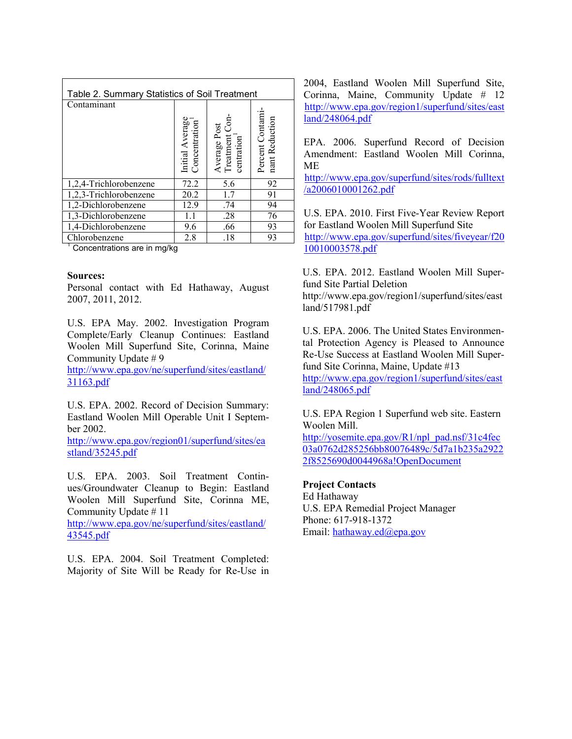Table 2. Summary Statistics of Soil Treatment

| Contaminant | Initial Average Concentration[1] | Average Post Treatment Concentration[1] | Percent Contaminant Reduction |
|---|---|---|---|
| 1,2,4-Trichlorobenzene | 72.2 | 5.6 | 92 |
| 1,2,3-Trichlorobenzene | 20.2 | 1.7 | 91 |
| 1,2-Dichlorobenzene | 12.9 | .74 | 94 |
| 1,3-Dichlorobenzene | 1.1 | .28 | 76 |
| 1,4-Dichlorobenzene | 9.6 | .66 | 93 |
| Chlorobenzene | 2.8 | .18 | 93 |

[1] Concentrations are in mg/kg

**Sources:**

Personal contact with Ed Hathaway, August 2007, 2011, 2012.

U.S. EPA May. 2002. Investigation Program Complete/Early Cleanup Continues: Eastland Woolen Mill Superfund Site, Corinna, Maine Community Update # 9
http://www.epa.gov/ne/superfund/sites/eastland/31163.pdf

U.S. EPA. 2002. Record of Decision Summary: Eastland Woolen Mill Operable Unit I September 2002.
http://www.epa.gov/region01/superfund/sites/eastland/35245.pdf

U.S. EPA. 2003. Soil Treatment Continues/Groundwater Cleanup to Begin: Eastland Woolen Mill Superfund Site, Corinna ME, Community Update # 11
http://www.epa.gov/ne/superfund/sites/eastland/43545.pdf

U.S. EPA. 2004. Soil Treatment Completed: Majority of Site Will be Ready for Re-Use in 2004, Eastland Woolen Mill Superfund Site, Corinna, Maine, Community Update # 12
http://www.epa.gov/region1/superfund/sites/eastland/248064.pdf

EPA. 2006. Superfund Record of Decision Amendment: Eastland Woolen Mill Corinna, ME
http://www.epa.gov/superfund/sites/rods/fulltext/a2006010001262.pdf

U.S. EPA. 2010. First Five-Year Review Report for Eastland Woolen Mill Superfund Site
http://www.epa.gov/superfund/sites/fiveyear/f2010010003578.pdf

U.S. EPA. 2012. Eastland Woolen Mill Superfund Site Partial Deletion
http://www.epa.gov/region1/superfund/sites/eastland/517981.pdf

U.S. EPA. 2006. The United States Environmental Protection Agency is Pleased to Announce Re-Use Success at Eastland Woolen Mill Superfund Site Corinna, Maine, Update #13
http://www.epa.gov/region1/superfund/sites/eastland/248065.pdf

U.S. EPA Region 1 Superfund web site. Eastern Woolen Mill.
http://yosemite.epa.gov/R1/npl_pad.nsf/31c4fec03a0762d285256bb80076489c/5d7a1b235a29222f8525690d0044968a!OpenDocument

**Project Contacts**

Ed Hathaway
U.S. EPA Remedial Project Manager
Phone: 617-918-1372
Email: hathaway.ed@epa.gov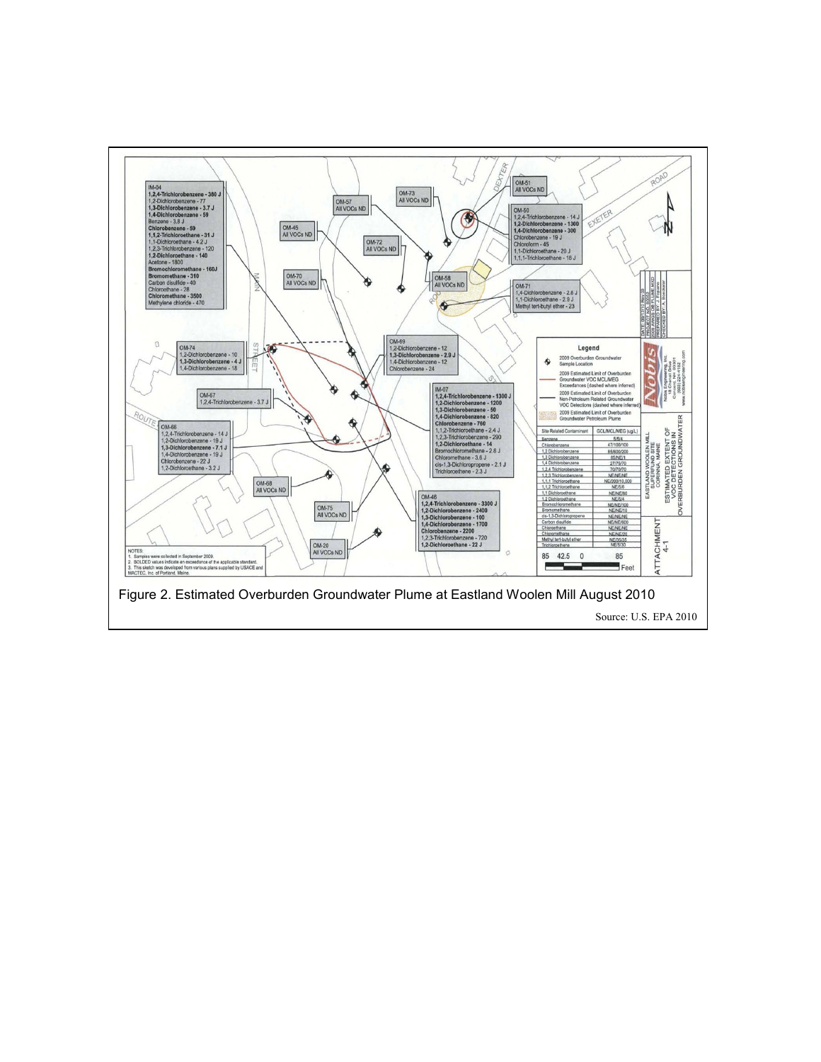Figure 2. Estimated Overburden Groundwater Plume at Eastland Woolen Mill August 2010

Source: U.S. EPA 2010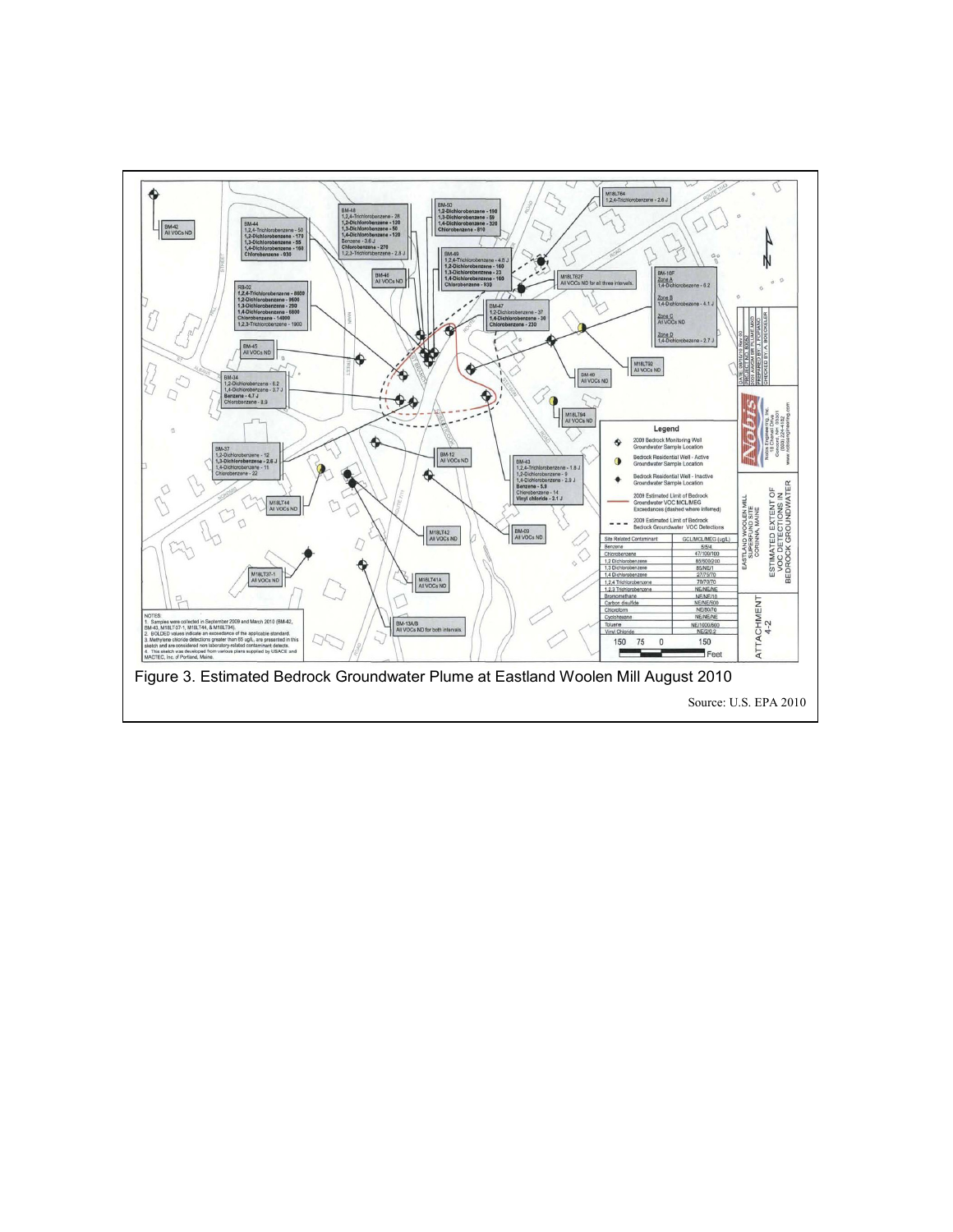Figure 3. Estimated Bedrock Groundwater Plume at Eastland Woolen Mill August 2010

Source: U.S. EPA 2010